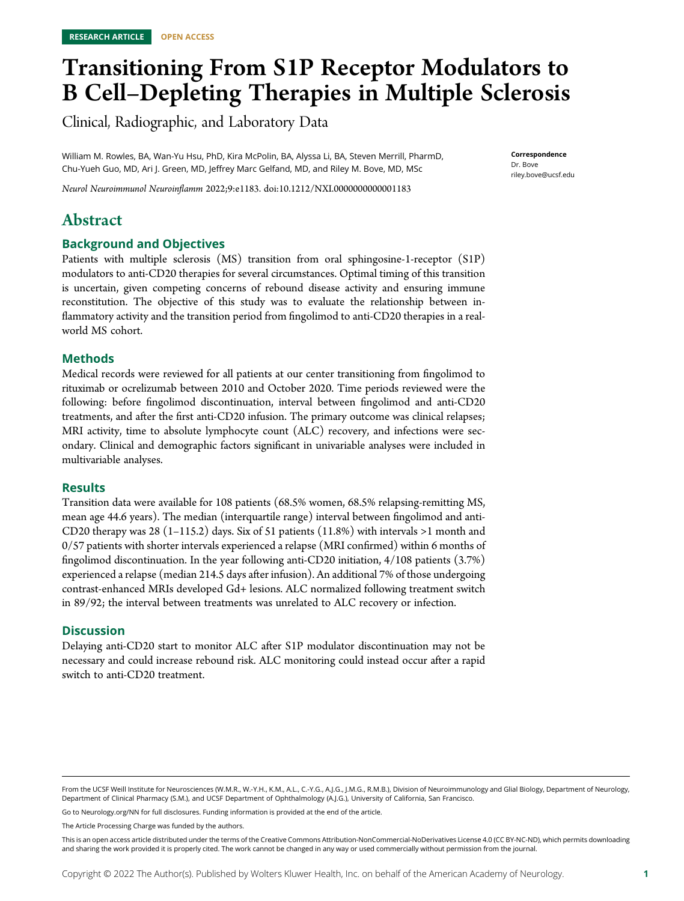RESEARCH ARTICLE OPEN ACCESS

# Transitioning From S1P Receptor Modulators to B Cell–Depleting Therapies in Multiple Sclerosis

Clinical, Radiographic, and Laboratory Data

William M. Rowles, BA, Wan-Yu Hsu, PhD, Kira McPolin, BA, Alyssa Li, BA, Steven Merrill, PharmD, Chu-Yueh Guo, MD, Ari J. Green, MD, Jeffrey Marc Gelfand, MD, and Riley M. Bove, MD, MSc

*Neurol Neuroimmunol Neuroinflamm* 2022;9:e1183. doi:10.1212/NXI.0000000000001183

**Correspondence**
Dr. Bove
riley.bove@ucsf.edu

## Abstract

### Background and Objectives

Patients with multiple sclerosis (MS) transition from oral sphingosine-1-receptor (S1P) modulators to anti-CD20 therapies for several circumstances. Optimal timing of this transition is uncertain, given competing concerns of rebound disease activity and ensuring immune reconstitution. The objective of this study was to evaluate the relationship between inflammatory activity and the transition period from fingolimod to anti-CD20 therapies in a real-world MS cohort.

### Methods

Medical records were reviewed for all patients at our center transitioning from fingolimod to rituximab or ocrelizumab between 2010 and October 2020. Time periods reviewed were the following: before fingolimod discontinuation, interval between fingolimod and anti-CD20 treatments, and after the first anti-CD20 infusion. The primary outcome was clinical relapses; MRI activity, time to absolute lymphocyte count (ALC) recovery, and infections were secondary. Clinical and demographic factors significant in univariable analyses were included in multivariable analyses.

### Results

Transition data were available for 108 patients (68.5% women, 68.5% relapsing-remitting MS, mean age 44.6 years). The median (interquartile range) interval between fingolimod and anti-CD20 therapy was 28 (1–115.2) days. Six of 51 patients (11.8%) with intervals >1 month and 0/57 patients with shorter intervals experienced a relapse (MRI confirmed) within 6 months of fingolimod discontinuation. In the year following anti-CD20 initiation, 4/108 patients (3.7%) experienced a relapse (median 214.5 days after infusion). An additional 7% of those undergoing contrast-enhanced MRIs developed Gd+ lesions. ALC normalized following treatment switch in 89/92; the interval between treatments was unrelated to ALC recovery or infection.

### Discussion

Delaying anti-CD20 start to monitor ALC after S1P modulator discontinuation may not be necessary and could increase rebound risk. ALC monitoring could instead occur after a rapid switch to anti-CD20 treatment.

From the UCSF Weill Institute for Neurosciences (W.M.R., W.-Y.H., K.M., A.L., C.-Y.G., A.J.G., J.M.G., R.M.B.), Division of Neuroimmunology and Glial Biology, Department of Neurology, Department of Clinical Pharmacy (S.M.), and UCSF Department of Ophthalmology (A.J.G.), University of California, San Francisco.

Go to Neurology.org/NN for full disclosures. Funding information is provided at the end of the article.

The Article Processing Charge was funded by the authors.

This is an open access article distributed under the terms of the Creative Commons Attribution-NonCommercial-NoDerivatives License 4.0 (CC BY-NC-ND), which permits downloading and sharing the work provided it is properly cited. The work cannot be changed in any way or used commercially without permission from the journal.

Copyright © 2022 The Author(s). Published by Wolters Kluwer Health, Inc. on behalf of the American Academy of Neurology.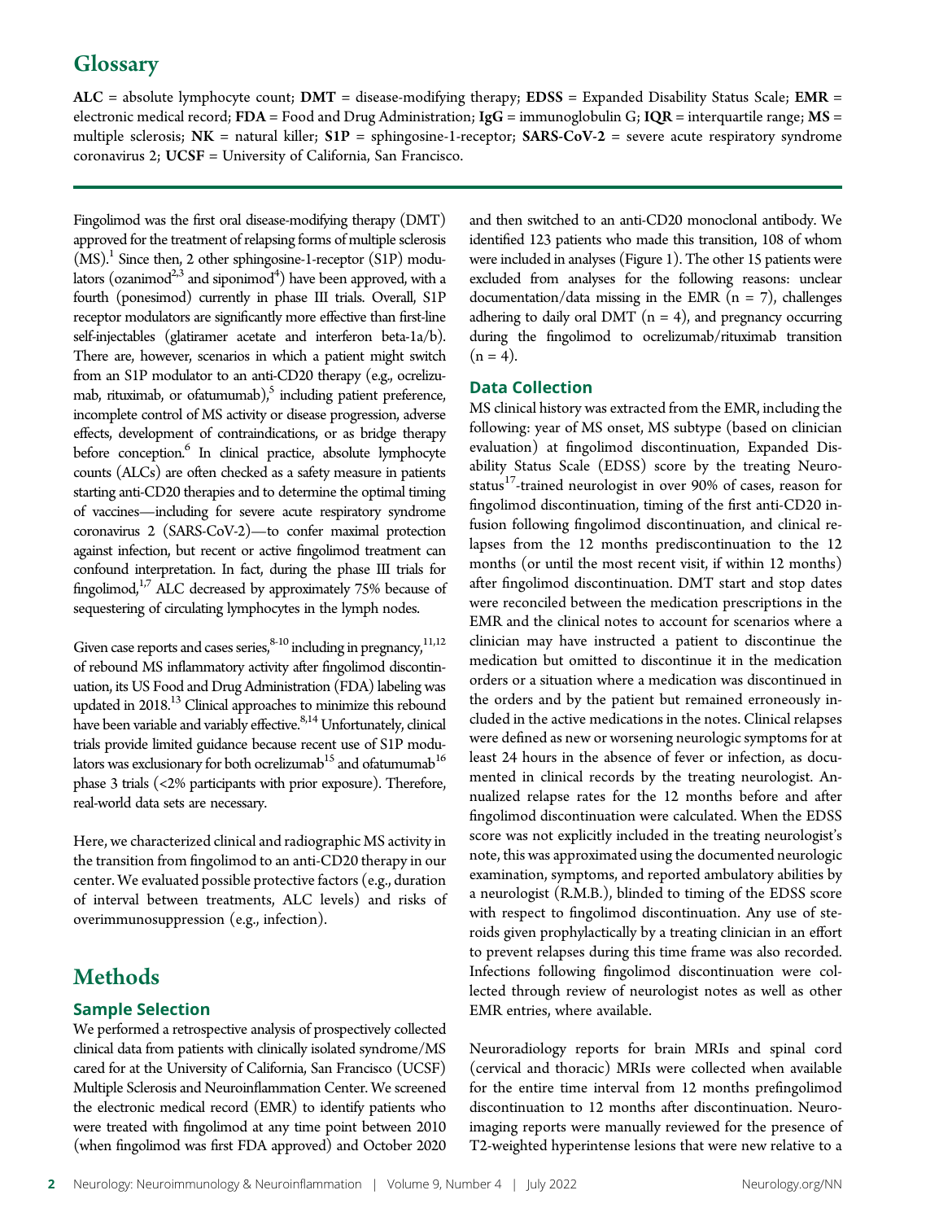## Glossary

**ALC** = absolute lymphocyte count; **DMT** = disease-modifying therapy; **EDSS** = Expanded Disability Status Scale; **EMR** = electronic medical record; **FDA** = Food and Drug Administration; **IgG** = immunoglobulin G; **IQR** = interquartile range; **MS** = multiple sclerosis; **NK** = natural killer; **S1P** = sphingosine-1-receptor; **SARS-CoV-2** = severe acute respiratory syndrome coronavirus 2; **UCSF** = University of California, San Francisco.

Fingolimod was the first oral disease-modifying therapy (DMT) approved for the treatment of relapsing forms of multiple sclerosis (MS).[1] Since then, 2 other sphingosine-1-receptor (S1P) modulators (ozanimod[2,3] and siponimod[4]) have been approved, with a fourth (ponesimod) currently in phase III trials. Overall, S1P receptor modulators are significantly more effective than first-line self-injectables (glatiramer acetate and interferon beta-1a/b). There are, however, scenarios in which a patient might switch from an S1P modulator to an anti-CD20 therapy (e.g., ocrelizumab, rituximab, or ofatumumab),[5] including patient preference, incomplete control of MS activity or disease progression, adverse effects, development of contraindications, or as bridge therapy before conception.[6] In clinical practice, absolute lymphocyte counts (ALCs) are often checked as a safety measure in patients starting anti-CD20 therapies and to determine the optimal timing of vaccines—including for severe acute respiratory syndrome coronavirus 2 (SARS-CoV-2)—to confer maximal protection against infection, but recent or active fingolimod treatment can confound interpretation. In fact, during the phase III trials for fingolimod,[1,7] ALC decreased by approximately 75% because of sequestering of circulating lymphocytes in the lymph nodes.

Given case reports and cases series,[8-10] including in pregnancy,[11,12] of rebound MS inflammatory activity after fingolimod discontinuation, its US Food and Drug Administration (FDA) labeling was updated in 2018.[13] Clinical approaches to minimize this rebound have been variable and variably effective.[8,14] Unfortunately, clinical trials provide limited guidance because recent use of S1P modulators was exclusionary for both ocrelizumab[15] and ofatumumab[16] phase 3 trials (<2% participants with prior exposure). Therefore, real-world data sets are necessary.

Here, we characterized clinical and radiographic MS activity in the transition from fingolimod to an anti-CD20 therapy in our center. We evaluated possible protective factors (e.g., duration of interval between treatments, ALC levels) and risks of overimmunosuppression (e.g., infection).

# Methods

## Sample Selection

We performed a retrospective analysis of prospectively collected clinical data from patients with clinically isolated syndrome/MS cared for at the University of California, San Francisco (UCSF) Multiple Sclerosis and Neuroinflammation Center. We screened the electronic medical record (EMR) to identify patients who were treated with fingolimod at any time point between 2010 (when fingolimod was first FDA approved) and October 2020 and then switched to an anti-CD20 monoclonal antibody. We identified 123 patients who made this transition, 108 of whom were included in analyses (Figure 1). The other 15 patients were excluded from analyses for the following reasons: unclear documentation/data missing in the EMR (n = 7), challenges adhering to daily oral DMT (n = 4), and pregnancy occurring during the fingolimod to ocrelizumab/rituximab transition (n = 4).

## Data Collection

MS clinical history was extracted from the EMR, including the following: year of MS onset, MS subtype (based on clinician evaluation) at fingolimod discontinuation, Expanded Disability Status Scale (EDSS) score by the treating Neurostatus[17]-trained neurologist in over 90% of cases, reason for fingolimod discontinuation, timing of the first anti-CD20 infusion following fingolimod discontinuation, and clinical relapses from the 12 months prediscontinuation to the 12 months (or until the most recent visit, if within 12 months) after fingolimod discontinuation. DMT start and stop dates were reconciled between the medication prescriptions in the EMR and the clinical notes to account for scenarios where a clinician may have instructed a patient to discontinue the medication but omitted to discontinue it in the medication orders or a situation where a medication was discontinued in the orders and by the patient but remained erroneously included in the active medications in the notes. Clinical relapses were defined as new or worsening neurologic symptoms for at least 24 hours in the absence of fever or infection, as documented in clinical records by the treating neurologist. Annualized relapse rates for the 12 months before and after fingolimod discontinuation were calculated. When the EDSS score was not explicitly included in the treating neurologist's note, this was approximated using the documented neurologic examination, symptoms, and reported ambulatory abilities by a neurologist (R.M.B.), blinded to timing of the EDSS score with respect to fingolimod discontinuation. Any use of steroids given prophylactically by a treating clinician in an effort to prevent relapses during this time frame was also recorded. Infections following fingolimod discontinuation were collected through review of neurologist notes as well as other EMR entries, where available.

Neuroradiology reports for brain MRIs and spinal cord (cervical and thoracic) MRIs were collected when available for the entire time interval from 12 months prefingolimod discontinuation to 12 months after discontinuation. Neuroimaging reports were manually reviewed for the presence of T2-weighted hyperintense lesions that were new relative to a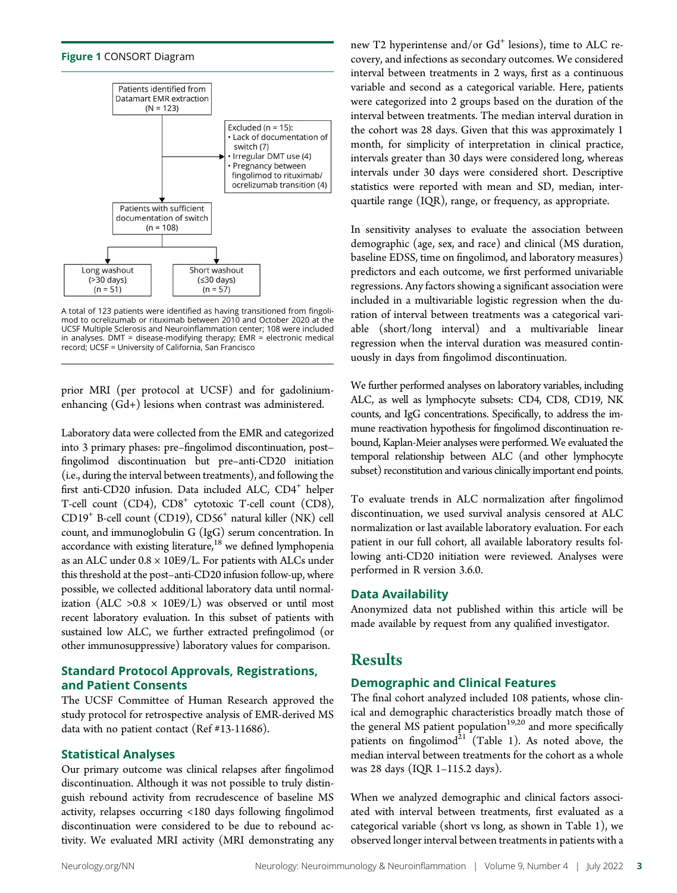**Figure 1** CONSORT Diagram

Patients identified from Datamart EMR extraction (N = 123)

Excluded (n = 15):
- Lack of documentation of switch (7)
- Irregular DMT use (4)
- Pregnancy between fingolimod to rituximab/ocrelizumab transition (4)

Patients with sufficient documentation of switch (n = 108)

Long washout (>30 days) (n = 51)

Short washout (≤30 days) (n = 57)

A total of 123 patients were identified as having transitioned from fingolimod to ocrelizumab or rituximab between 2010 and October 2020 at the UCSF Multiple Sclerosis and Neuroinflammation center; 108 were included in analyses. DMT = disease-modifying therapy; EMR = electronic medical record; UCSF = University of California, San Francisco

prior MRI (per protocol at UCSF) and for gadolinium-enhancing (Gd+) lesions when contrast was administered.

Laboratory data were collected from the EMR and categorized into 3 primary phases: pre–fingolimod discontinuation, post–fingolimod discontinuation but pre–anti-CD20 initiation (i.e., during the interval between treatments), and following the first anti-CD20 infusion. Data included ALC, $CD4^+$ helper T-cell count (CD4), $CD8^+$ cytotoxic T-cell count (CD8), $CD19^+$ B-cell count (CD19), $CD56^+$ natural killer (NK) cell count, and immunoglobulin G (IgG) serum concentration. In accordance with existing literature,[18] we defined lymphopenia as an ALC under $0.8 \times 10E9/L$. For patients with ALCs under this threshold at the post–anti-CD20 infusion follow-up, where possible, we collected additional laboratory data until normalization (ALC $>0.8 \times 10E9/L$) was observed or until most recent laboratory evaluation. In this subset of patients with sustained low ALC, we further extracted prefingolimod (or other immunosuppressive) laboratory values for comparison.

## Standard Protocol Approvals, Registrations, and Patient Consents

The UCSF Committee of Human Research approved the study protocol for retrospective analysis of EMR-derived MS data with no patient contact (Ref #13-11686).

## Statistical Analyses

Our primary outcome was clinical relapses after fingolimod discontinuation. Although it was not possible to truly distinguish rebound activity from recrudescence of baseline MS activity, relapses occurring <180 days following fingolimod discontinuation were considered to be due to rebound activity. We evaluated MRI activity (MRI demonstrating any new T2 hyperintense and/or $Gd^+$ lesions), time to ALC recovery, and infections as secondary outcomes. We considered interval between treatments in 2 ways, first as a continuous variable and second as a categorical variable. Here, patients were categorized into 2 groups based on the duration of the interval between treatments. The median interval duration in the cohort was 28 days. Given that this was approximately 1 month, for simplicity of interpretation in clinical practice, intervals greater than 30 days were considered long, whereas intervals under 30 days were considered short. Descriptive statistics were reported with mean and SD, median, interquartile range (IQR), range, or frequency, as appropriate.

In sensitivity analyses to evaluate the association between demographic (age, sex, and race) and clinical (MS duration, baseline EDSS, time on fingolimod, and laboratory measures) predictors and each outcome, we first performed univariable regressions. Any factors showing a significant association were included in a multivariable logistic regression when the duration of interval between treatments was a categorical variable (short/long interval) and a multivariable linear regression when the interval duration was measured continuously in days from fingolimod discontinuation.

We further performed analyses on laboratory variables, including ALC, as well as lymphocyte subsets: CD4, CD8, CD19, NK counts, and IgG concentrations. Specifically, to address the immune reactivation hypothesis for fingolimod discontinuation rebound, Kaplan-Meier analyses were performed. We evaluated the temporal relationship between ALC (and other lymphocyte subset) reconstitution and various clinically important end points.

To evaluate trends in ALC normalization after fingolimod discontinuation, we used survival analysis censored at ALC normalization or last available laboratory evaluation. For each patient in our full cohort, all available laboratory results following anti-CD20 initiation were reviewed. Analyses were performed in R version 3.6.0.

## Data Availability

Anonymized data not published within this article will be made available by request from any qualified investigator.

# Results

## Demographic and Clinical Features

The final cohort analyzed included 108 patients, whose clinical and demographic characteristics broadly match those of the general MS patient population[19,20] and more specifically patients on fingolimod[21] (Table 1). As noted above, the median interval between treatments for the cohort as a whole was 28 days (IQR 1–115.2 days).

When we analyzed demographic and clinical factors associated with interval between treatments, first evaluated as a categorical variable (short vs long, as shown in Table 1), we observed longer interval between treatments in patients with a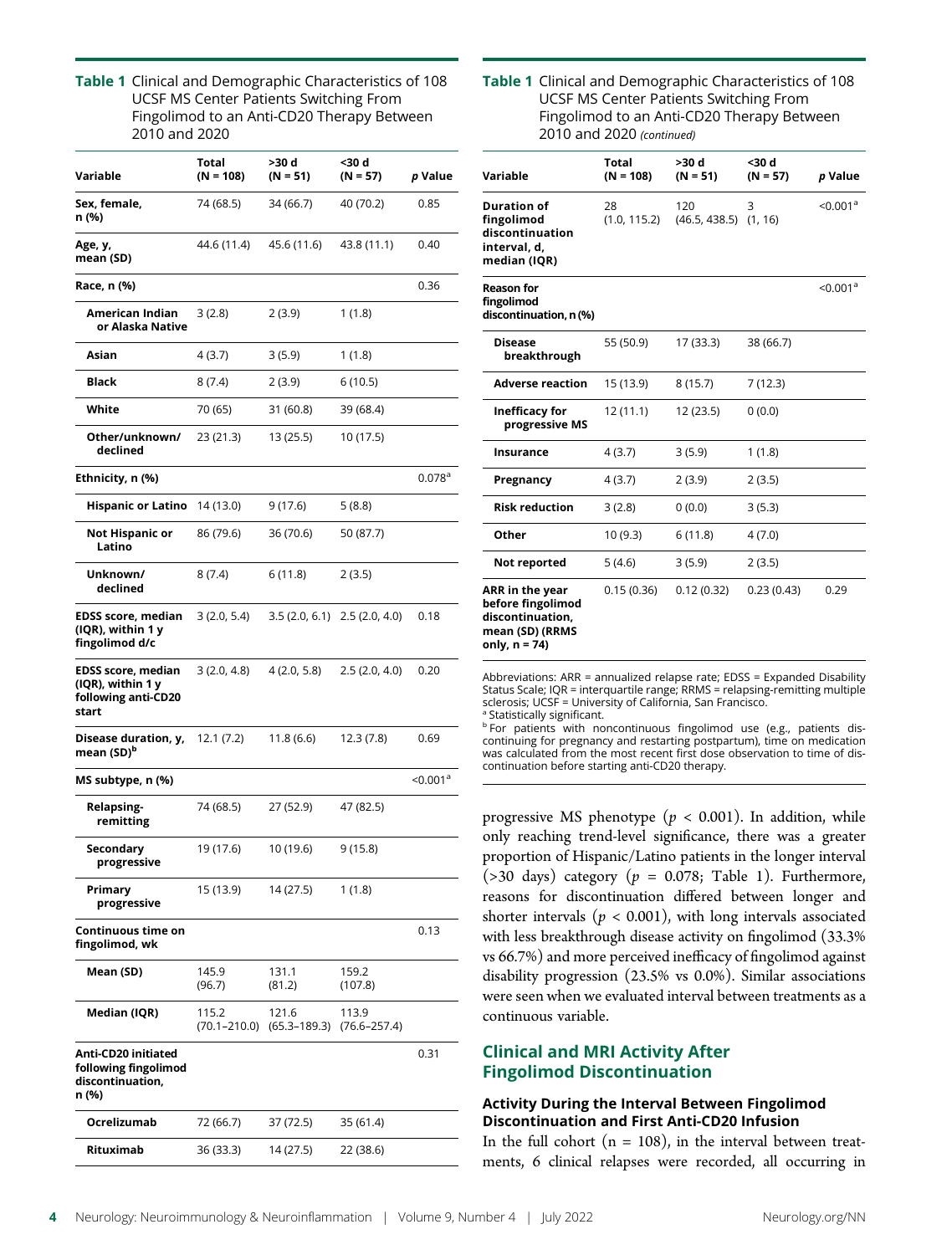**Table 1** Clinical and Demographic Characteristics of 108 UCSF MS Center Patients Switching From Fingolimod to an Anti-CD20 Therapy Between 2010 and 2020

| Variable | Total (N = 108) | >30 d (N = 51) | <30 d (N = 57) | *p* Value |
|---|---|---|---|---|
| **Sex, female, n (%)** | 74 (68.5) | 34 (66.7) | 40 (70.2) | 0.85 |
| **Age, y, mean (SD)** | 44.6 (11.4) | 45.6 (11.6) | 43.8 (11.1) | 0.40 |
| **Race, n (%)** | | | | 0.36 |
| American Indian or Alaska Native | 3 (2.8) | 2 (3.9) | 1 (1.8) | |
| Asian | 4 (3.7) | 3 (5.9) | 1 (1.8) | |
| Black | 8 (7.4) | 2 (3.9) | 6 (10.5) | |
| White | 70 (65) | 31 (60.8) | 39 (68.4) | |
| Other/unknown/declined | 23 (21.3) | 13 (25.5) | 10 (17.5) | |
| **Ethnicity, n (%)** | | | | 0.078[a] |
| Hispanic or Latino | 14 (13.0) | 9 (17.6) | 5 (8.8) | |
| Not Hispanic or Latino | 86 (79.6) | 36 (70.6) | 50 (87.7) | |
| Unknown/declined | 8 (7.4) | 6 (11.8) | 2 (3.5) | |
| **EDSS score, median (IQR), within 1 y fingolimod d/c** | 3 (2.0, 5.4) | 3.5 (2.0, 6.1) | 2.5 (2.0, 4.0) | 0.18 |
| **EDSS score, median (IQR), within 1 y following anti-CD20 start** | 3 (2.0, 4.8) | 4 (2.0, 5.8) | 2.5 (2.0, 4.0) | 0.20 |
| **Disease duration, y, mean (SD)[b]** | 12.1 (7.2) | 11.8 (6.6) | 12.3 (7.8) | 0.69 |
| **MS subtype, n (%)** | | | | <0.001[a] |
| Relapsing-remitting | 74 (68.5) | 27 (52.9) | 47 (82.5) | |
| Secondary progressive | 19 (17.6) | 10 (19.6) | 9 (15.8) | |
| Primary progressive | 15 (13.9) | 14 (27.5) | 1 (1.8) | |
| **Continuous time on fingolimod, wk** | | | | 0.13 |
| Mean (SD) | 145.9 (96.7) | 131.1 (81.2) | 159.2 (107.8) | |
| Median (IQR) | 115.2 (70.1–210.0) | 121.6 (65.3–189.3) | 113.9 (76.6–257.4) | |
| **Anti-CD20 initiated following fingolimod discontinuation, n (%)** | | | | 0.31 |
| Ocrelizumab | 72 (66.7) | 37 (72.5) | 35 (61.4) | |
| Rituximab | 36 (33.3) | 14 (27.5) | 22 (38.6) | |
| **Duration of fingolimod discontinuation interval, d, median (IQR)** | 28 (1.0, 115.2) | 120 (46.5, 438.5) | 3 (1, 16) | <0.001[a] |
| **Reason for fingolimod discontinuation, n (%)** | | | | <0.001[a] |
| Disease breakthrough | 55 (50.9) | 17 (33.3) | 38 (66.7) | |
| Adverse reaction | 15 (13.9) | 8 (15.7) | 7 (12.3) | |
| Inefficacy for progressive MS | 12 (11.1) | 12 (23.5) | 0 (0.0) | |
| Insurance | 4 (3.7) | 3 (5.9) | 1 (1.8) | |
| Pregnancy | 4 (3.7) | 2 (3.9) | 2 (3.5) | |
| Risk reduction | 3 (2.8) | 0 (0.0) | 3 (5.3) | |
| Other | 10 (9.3) | 6 (11.8) | 4 (7.0) | |
| Not reported | 5 (4.6) | 3 (5.9) | 2 (3.5) | |
| **ARR in the year before fingolimod discontinuation, mean (SD) (RRMS only, n = 74)** | 0.15 (0.36) | 0.12 (0.32) | 0.23 (0.43) | 0.29 |

Abbreviations: ARR = annualized relapse rate; EDSS = Expanded Disability Status Scale; IQR = interquartile range; RRMS = relapsing-remitting multiple sclerosis; UCSF = University of California, San Francisco.
[a] Statistically significant.
[b] For patients with noncontinuous fingolimod use (e.g., patients discontinuing for pregnancy and restarting postpartum), time on medication was calculated from the most recent first dose observation to time of discontinuation before starting anti-CD20 therapy.

progressive MS phenotype ($p < 0.001$). In addition, while only reaching trend-level significance, there was a greater proportion of Hispanic/Latino patients in the longer interval (>30 days) category ($p = 0.078$; Table 1). Furthermore, reasons for discontinuation differed between longer and shorter intervals ($p < 0.001$), with long intervals associated with less breakthrough disease activity on fingolimod (33.3% vs 66.7%) and more perceived inefficacy of fingolimod against disability progression (23.5% vs 0.0%). Similar associations were seen when we evaluated interval between treatments as a continuous variable.

## Clinical and MRI Activity After Fingolimod Discontinuation

### Activity During the Interval Between Fingolimod Discontinuation and First Anti-CD20 Infusion

In the full cohort (n = 108), in the interval between treatments, 6 clinical relapses were recorded, all occurring in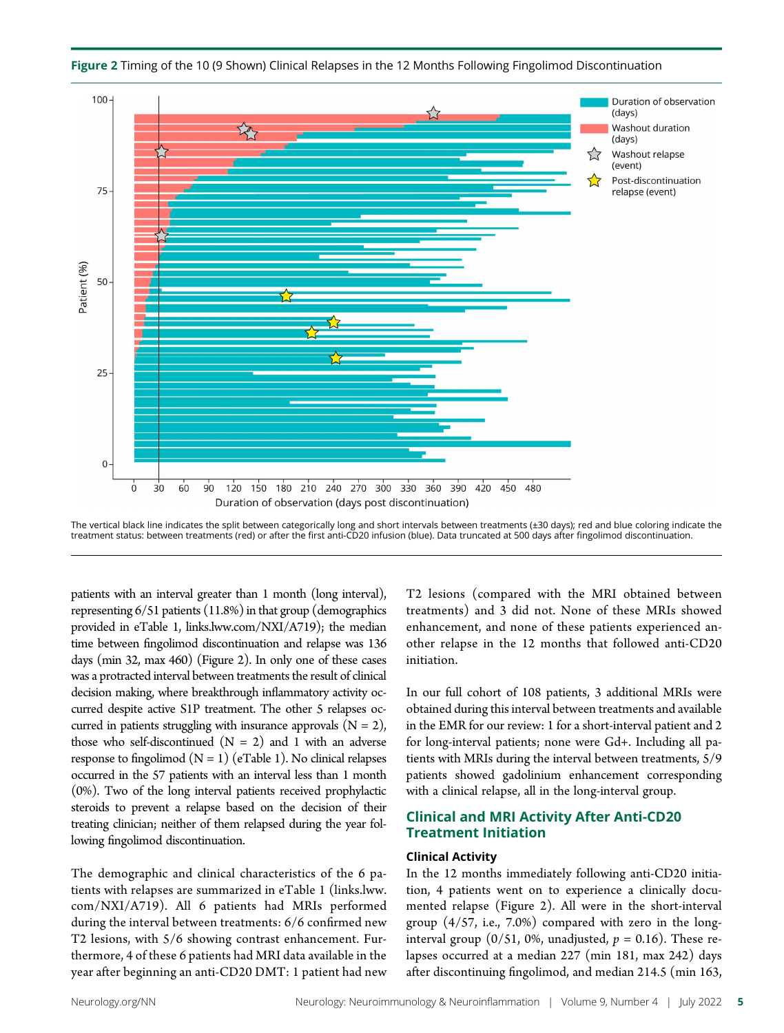**Figure 2** Timing of the 10 (9 Shown) Clinical Relapses in the 12 Months Following Fingolimod Discontinuation

The vertical black line indicates the split between categorically long and short intervals between treatments (±30 days); red and blue coloring indicate the treatment status: between treatments (red) or after the first anti-CD20 infusion (blue). Data truncated at 500 days after fingolimod discontinuation.

patients with an interval greater than 1 month (long interval), representing 6/51 patients (11.8%) in that group (demographics provided in eTable 1, links.lww.com/NXI/A719); the median time between fingolimod discontinuation and relapse was 136 days (min 32, max 460) (Figure 2). In only one of these cases was a protracted interval between treatments the result of clinical decision making, where breakthrough inflammatory activity occurred despite active S1P treatment. The other 5 relapses occurred in patients struggling with insurance approvals (N = 2), those who self-discontinued (N = 2) and 1 with an adverse response to fingolimod (N = 1) (eTable 1). No clinical relapses occurred in the 57 patients with an interval less than 1 month (0%). Two of the long interval patients received prophylactic steroids to prevent a relapse based on the decision of their treating clinician; neither of them relapsed during the year following fingolimod discontinuation.

The demographic and clinical characteristics of the 6 patients with relapses are summarized in eTable 1 (links.lww.com/NXI/A719). All 6 patients had MRIs performed during the interval between treatments: 6/6 confirmed new T2 lesions, with 5/6 showing contrast enhancement. Furthermore, 4 of these 6 patients had MRI data available in the year after beginning an anti-CD20 DMT: 1 patient had new T2 lesions (compared with the MRI obtained between treatments) and 3 did not. None of these MRIs showed enhancement, and none of these patients experienced another relapse in the 12 months that followed anti-CD20 initiation.

In our full cohort of 108 patients, 3 additional MRIs were obtained during this interval between treatments and available in the EMR for our review: 1 for a short-interval patient and 2 for long-interval patients; none were Gd+. Including all patients with MRIs during the interval between treatments, 5/9 patients showed gadolinium enhancement corresponding with a clinical relapse, all in the long-interval group.

## Clinical and MRI Activity After Anti-CD20 Treatment Initiation

### Clinical Activity

In the 12 months immediately following anti-CD20 initiation, 4 patients went on to experience a clinically documented relapse (Figure 2). All were in the short-interval group (4/57, i.e., 7.0%) compared with zero in the long-interval group (0/51, 0%, unadjusted, $p = 0.16$). These relapses occurred at a median 227 (min 181, max 242) days after discontinuing fingolimod, and median 214.5 (min 163,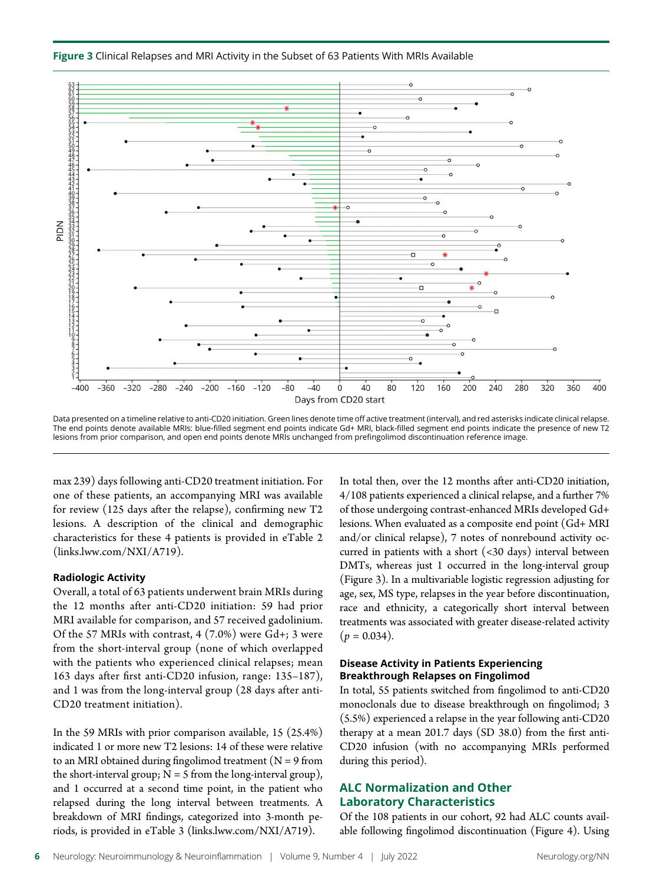**Figure 3** Clinical Relapses and MRI Activity in the Subset of 63 Patients With MRIs Available

Data presented on a timeline relative to anti-CD20 initiation. Green lines denote time off active treatment (interval), and red asterisks indicate clinical relapse. The end points denote available MRIs: blue-filled segment end points indicate Gd+ MRI, black-filled segment end points indicate the presence of new T2 lesions from prior comparison, and open end points denote MRIs unchanged from prefingolimod discontinuation reference image.

max 239) days following anti-CD20 treatment initiation. For one of these patients, an accompanying MRI was available for review (125 days after the relapse), confirming new T2 lesions. A description of the clinical and demographic characteristics for these 4 patients is provided in eTable 2 (links.lww.com/NXI/A719).

### Radiologic Activity

Overall, a total of 63 patients underwent brain MRIs during the 12 months after anti-CD20 initiation: 59 had prior MRI available for comparison, and 57 received gadolinium. Of the 57 MRIs with contrast, 4 (7.0%) were Gd+; 3 were from the short-interval group (none of which overlapped with the patients who experienced clinical relapses; mean 163 days after first anti-CD20 infusion, range: 135–187), and 1 was from the long-interval group (28 days after anti-CD20 treatment initiation).

In the 59 MRIs with prior comparison available, 15 (25.4%) indicated 1 or more new T2 lesions: 14 of these were relative to an MRI obtained during fingolimod treatment (N = 9 from the short-interval group; N = 5 from the long-interval group), and 1 occurred at a second time point, in the patient who relapsed during the long interval between treatments. A breakdown of MRI findings, categorized into 3-month periods, is provided in eTable 3 (links.lww.com/NXI/A719).

In total then, over the 12 months after anti-CD20 initiation, 4/108 patients experienced a clinical relapse, and a further 7% of those undergoing contrast-enhanced MRIs developed Gd+ lesions. When evaluated as a composite end point (Gd+ MRI and/or clinical relapse), 7 notes of nonrebound activity occurred in patients with a short (<30 days) interval between DMTs, whereas just 1 occurred in the long-interval group (Figure 3). In a multivariable logistic regression adjusting for age, sex, MS type, relapses in the year before discontinuation, race and ethnicity, a categorically short interval between treatments was associated with greater disease-related activity ($p = 0.034$).

### Disease Activity in Patients Experiencing Breakthrough Relapses on Fingolimod

In total, 55 patients switched from fingolimod to anti-CD20 monoclonals due to disease breakthrough on fingolimod; 3 (5.5%) experienced a relapse in the year following anti-CD20 therapy at a mean 201.7 days (SD 38.0) from the first anti-CD20 infusion (with no accompanying MRIs performed during this period).

## ALC Normalization and Other Laboratory Characteristics

Of the 108 patients in our cohort, 92 had ALC counts available following fingolimod discontinuation (Figure 4). Using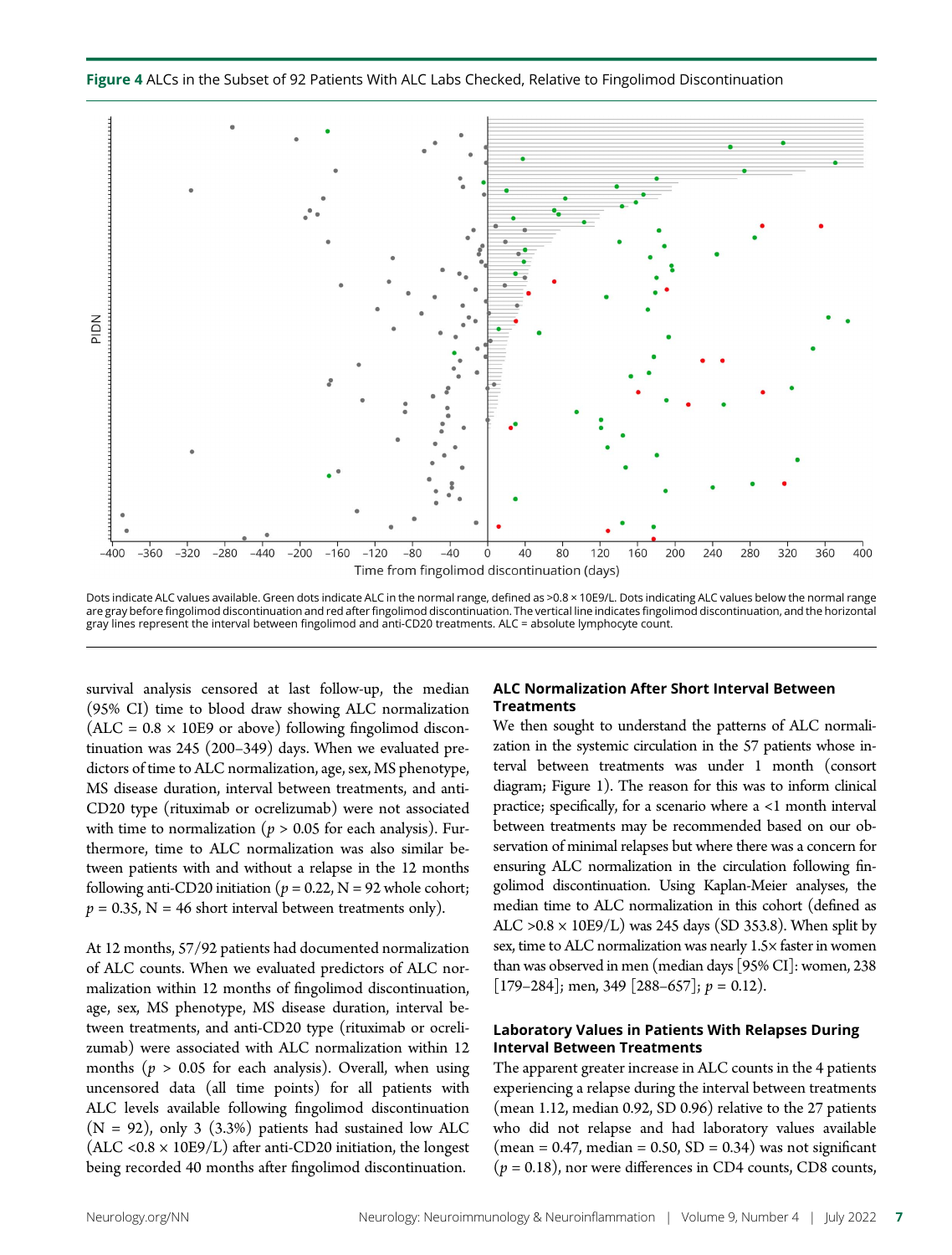**Figure 4** ALCs in the Subset of 92 Patients With ALC Labs Checked, Relative to Fingolimod Discontinuation

Dots indicate ALC values available. Green dots indicate ALC in the normal range, defined as >0.8 × 10E9/L. Dots indicating ALC values below the normal range are gray before fingolimod discontinuation and red after fingolimod discontinuation. The vertical line indicates fingolimod discontinuation, and the horizontal gray lines represent the interval between fingolimod and anti-CD20 treatments. ALC = absolute lymphocyte count.

survival analysis censored at last follow-up, the median (95% CI) time to blood draw showing ALC normalization (ALC = 0.8 × 10E9 or above) following fingolimod discontinuation was 245 (200–349) days. When we evaluated predictors of time to ALC normalization, age, sex, MS phenotype, MS disease duration, interval between treatments, and anti-CD20 type (rituximab or ocrelizumab) were not associated with time to normalization ($p > 0.05$ for each analysis). Furthermore, time to ALC normalization was also similar between patients with and without a relapse in the 12 months following anti-CD20 initiation ($p = 0.22$, N = 92 whole cohort; $p = 0.35$, N = 46 short interval between treatments only).

At 12 months, 57/92 patients had documented normalization of ALC counts. When we evaluated predictors of ALC normalization within 12 months of fingolimod discontinuation, age, sex, MS phenotype, MS disease duration, interval between treatments, and anti-CD20 type (rituximab or ocrelizumab) were associated with ALC normalization within 12 months ($p > 0.05$ for each analysis). Overall, when using uncensored data (all time points) for all patients with ALC levels available following fingolimod discontinuation (N = 92), only 3 (3.3%) patients had sustained low ALC (ALC <0.8 × 10E9/L) after anti-CD20 initiation, the longest being recorded 40 months after fingolimod discontinuation.

### ALC Normalization After Short Interval Between Treatments

We then sought to understand the patterns of ALC normalization in the systemic circulation in the 57 patients whose interval between treatments was under 1 month (consort diagram; Figure 1). The reason for this was to inform clinical practice; specifically, for a scenario where a <1 month interval between treatments may be recommended based on our observation of minimal relapses but where there was a concern for ensuring ALC normalization in the circulation following fingolimod discontinuation. Using Kaplan-Meier analyses, the median time to ALC normalization in this cohort (defined as ALC >0.8 × 10E9/L) was 245 days (SD 353.8). When split by sex, time to ALC normalization was nearly 1.5× faster in women than was observed in men (median days [95% CI]: women, 238 [179–284]; men, 349 [288–657]; $p = 0.12$).

### Laboratory Values in Patients With Relapses During Interval Between Treatments

The apparent greater increase in ALC counts in the 4 patients experiencing a relapse during the interval between treatments (mean 1.12, median 0.92, SD 0.96) relative to the 27 patients who did not relapse and had laboratory values available (mean = 0.47, median = 0.50, SD = 0.34) was not significant ($p = 0.18$), nor were differences in CD4 counts, CD8 counts,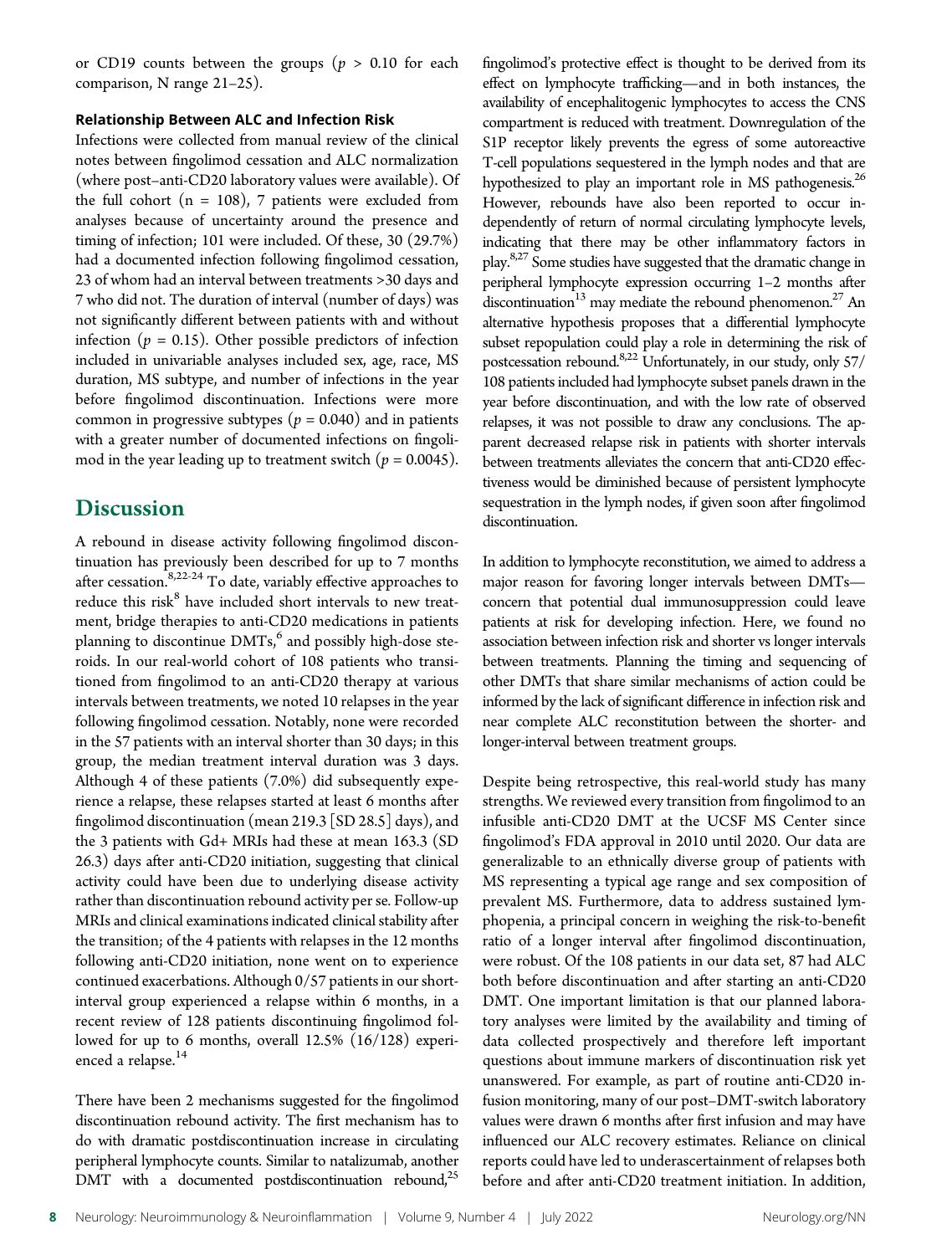or CD19 counts between the groups ($p > 0.10$ for each comparison, N range 21–25).

#### Relationship Between ALC and Infection Risk

Infections were collected from manual review of the clinical notes between fingolimod cessation and ALC normalization (where post–anti-CD20 laboratory values were available). Of the full cohort (n = 108), 7 patients were excluded from analyses because of uncertainty around the presence and timing of infection; 101 were included. Of these, 30 (29.7%) had a documented infection following fingolimod cessation, 23 of whom had an interval between treatments >30 days and 7 who did not. The duration of interval (number of days) was not significantly different between patients with and without infection ($p = 0.15$). Other possible predictors of infection included in univariable analyses included sex, age, race, MS duration, MS subtype, and number of infections in the year before fingolimod discontinuation. Infections were more common in progressive subtypes ($p = 0.040$) and in patients with a greater number of documented infections on fingolimod in the year leading up to treatment switch ($p = 0.0045$).

## Discussion

A rebound in disease activity following fingolimod discontinuation has previously been described for up to 7 months after cessation.[8,22-24] To date, variably effective approaches to reduce this risk[8] have included short intervals to new treatment, bridge therapies to anti-CD20 medications in patients planning to discontinue DMTs,[6] and possibly high-dose steroids. In our real-world cohort of 108 patients who transitioned from fingolimod to an anti-CD20 therapy at various intervals between treatments, we noted 10 relapses in the year following fingolimod cessation. Notably, none were recorded in the 57 patients with an interval shorter than 30 days; in this group, the median treatment interval duration was 3 days. Although 4 of these patients (7.0%) did subsequently experience a relapse, these relapses started at least 6 months after fingolimod discontinuation (mean 219.3 [SD 28.5] days), and the 3 patients with Gd+ MRIs had these at mean 163.3 (SD 26.3) days after anti-CD20 initiation, suggesting that clinical activity could have been due to underlying disease activity rather than discontinuation rebound activity per se. Follow-up MRIs and clinical examinations indicated clinical stability after the transition; of the 4 patients with relapses in the 12 months following anti-CD20 initiation, none went on to experience continued exacerbations. Although 0/57 patients in our short-interval group experienced a relapse within 6 months, in a recent review of 128 patients discontinuing fingolimod followed for up to 6 months, overall 12.5% (16/128) experienced a relapse.[14]

There have been 2 mechanisms suggested for the fingolimod discontinuation rebound activity. The first mechanism has to do with dramatic postdiscontinuation increase in circulating peripheral lymphocyte counts. Similar to natalizumab, another DMT with a documented postdiscontinuation rebound,[25] fingolimod's protective effect is thought to be derived from its effect on lymphocyte trafficking—and in both instances, the availability of encephalitogenic lymphocytes to access the CNS compartment is reduced with treatment. Downregulation of the S1P receptor likely prevents the egress of some autoreactive T-cell populations sequestered in the lymph nodes and that are hypothesized to play an important role in MS pathogenesis.[26] However, rebounds have also been reported to occur independently of return of normal circulating lymphocyte levels, indicating that there may be other inflammatory factors in play.[8,27] Some studies have suggested that the dramatic change in peripheral lymphocyte expression occurring 1–2 months after discontinuation[13] may mediate the rebound phenomenon.[27] An alternative hypothesis proposes that a differential lymphocyte subset repopulation could play a role in determining the risk of postcessation rebound.[8,22] Unfortunately, in our study, only 57/108 patients included had lymphocyte subset panels drawn in the year before discontinuation, and with the low rate of observed relapses, it was not possible to draw any conclusions. The apparent decreased relapse risk in patients with shorter intervals between treatments alleviates the concern that anti-CD20 effectiveness would be diminished because of persistent lymphocyte sequestration in the lymph nodes, if given soon after fingolimod discontinuation.

In addition to lymphocyte reconstitution, we aimed to address a major reason for favoring longer intervals between DMTs—concern that potential dual immunosuppression could leave patients at risk for developing infection. Here, we found no association between infection risk and shorter vs longer intervals between treatments. Planning the timing and sequencing of other DMTs that share similar mechanisms of action could be informed by the lack of significant difference in infection risk and near complete ALC reconstitution between the shorter- and longer-interval between treatment groups.

Despite being retrospective, this real-world study has many strengths. We reviewed every transition from fingolimod to an infusible anti-CD20 DMT at the UCSF MS Center since fingolimod's FDA approval in 2010 until 2020. Our data are generalizable to an ethnically diverse group of patients with MS representing a typical age range and sex composition of prevalent MS. Furthermore, data to address sustained lymphopenia, a principal concern in weighing the risk-to-benefit ratio of a longer interval after fingolimod discontinuation, were robust. Of the 108 patients in our data set, 87 had ALC both before discontinuation and after starting an anti-CD20 DMT. One important limitation is that our planned laboratory analyses were limited by the availability and timing of data collected prospectively and therefore left important questions about immune markers of discontinuation risk yet unanswered. For example, as part of routine anti-CD20 infusion monitoring, many of our post–DMT-switch laboratory values were drawn 6 months after first infusion and may have influenced our ALC recovery estimates. Reliance on clinical reports could have led to underascertainment of relapses both before and after anti-CD20 treatment initiation. In addition,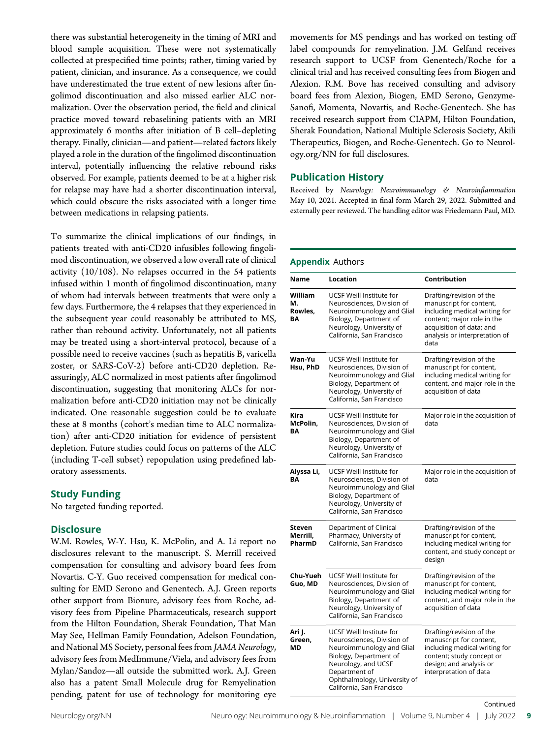there was substantial heterogeneity in the timing of MRI and blood sample acquisition. These were not systematically collected at prespecified time points; rather, timing varied by patient, clinician, and insurance. As a consequence, we could have underestimated the true extent of new lesions after fingolimod discontinuation and also missed earlier ALC normalization. Over the observation period, the field and clinical practice moved toward rebaselining patients with an MRI approximately 6 months after initiation of B cell–depleting therapy. Finally, clinician—and patient—related factors likely played a role in the duration of the fingolimod discontinuation interval, potentially influencing the relative rebound risks observed. For example, patients deemed to be at a higher risk for relapse may have had a shorter discontinuation interval, which could obscure the risks associated with a longer time between medications in relapsing patients.

To summarize the clinical implications of our findings, in patients treated with anti-CD20 infusibles following fingolimod discontinuation, we observed a low overall rate of clinical activity (10/108). No relapses occurred in the 54 patients infused within 1 month of fingolimod discontinuation, many of whom had intervals between treatments that were only a few days. Furthermore, the 4 relapses that they experienced in the subsequent year could reasonably be attributed to MS, rather than rebound activity. Unfortunately, not all patients may be treated using a short-interval protocol, because of a possible need to receive vaccines (such as hepatitis B, varicella zoster, or SARS-CoV-2) before anti-CD20 depletion. Reassuringly, ALC normalized in most patients after fingolimod discontinuation, suggesting that monitoring ALCs for normalization before anti-CD20 initiation may not be clinically indicated. One reasonable suggestion could be to evaluate these at 8 months (cohort's median time to ALC normalization) after anti-CD20 initiation for evidence of persistent depletion. Future studies could focus on patterns of the ALC (including T-cell subset) repopulation using predefined laboratory assessments.

## Study Funding

No targeted funding reported.

## Disclosure

W.M. Rowles, W-Y. Hsu, K. McPolin, and A. Li report no disclosures relevant to the manuscript. S. Merrill received compensation for consulting and advisory board fees from Novartis. C-Y. Guo received compensation for medical consulting for EMD Serono and Genentech. A.J. Green reports other support from Bionure, advisory fees from Roche, advisory fees from Pipeline Pharmaceuticals, research support from the Hilton Foundation, Sherak Foundation, That Man May See, Hellman Family Foundation, Adelson Foundation, and National MS Society, personal fees from *JAMA Neurology*, advisory fees from MedImmune/Viela, and advisory fees from Mylan/Sandoz—all outside the submitted work. A.J. Green also has a patent Small Molecule drug for Remyelination pending, patent for use of technology for monitoring eye movements for MS pendings and has worked on testing off label compounds for remyelination. J.M. Gelfand receives research support to UCSF from Genentech/Roche for a clinical trial and has received consulting fees from Biogen and Alexion. R.M. Bove has received consulting and advisory board fees from Alexion, Biogen, EMD Serono, Genzyme-Sanofi, Momenta, Novartis, and Roche-Genentech. She has received research support from CIAPM, Hilton Foundation, Sherak Foundation, National Multiple Sclerosis Society, Akili Therapeutics, Biogen, and Roche-Genentech. Go to Neurology.org/NN for full disclosures.

## Publication History

Received by *Neurology: Neuroimmunology & Neuroinflammation* May 10, 2021. Accepted in final form March 29, 2022. Submitted and externally peer reviewed. The handling editor was Friedemann Paul, MD.

**Appendix** Authors

| Name | Location | Contribution |
|---|---|---|
| **William M. Rowles, BA** | UCSF Weill Institute for Neurosciences, Division of Neuroimmunology and Glial Biology, Department of Neurology, University of California, San Francisco | Drafting/revision of the manuscript for content, including medical writing for content; major role in the acquisition of data; and analysis or interpretation of data |
| **Wan-Yu Hsu, PhD** | UCSF Weill Institute for Neurosciences, Division of Neuroimmunology and Glial Biology, Department of Neurology, University of California, San Francisco | Drafting/revision of the manuscript for content, including medical writing for content, and major role in the acquisition of data |
| **Kira McPolin, BA** | UCSF Weill Institute for Neurosciences, Division of Neuroimmunology and Glial Biology, Department of Neurology, University of California, San Francisco | Major role in the acquisition of data |
| **Alyssa Li, BA** | UCSF Weill Institute for Neurosciences, Division of Neuroimmunology and Glial Biology, Department of Neurology, University of California, San Francisco | Major role in the acquisition of data |
| **Steven Merrill, PharmD** | Department of Clinical Pharmacy, University of California, San Francisco | Drafting/revision of the manuscript for content, including medical writing for content, and study concept or design |
| **Chu-Yueh Guo, MD** | UCSF Weill Institute for Neurosciences, Division of Neuroimmunology and Glial Biology, Department of Neurology, University of California, San Francisco | Drafting/revision of the manuscript for content, including medical writing for content, and major role in the acquisition of data |
| **Ari J. Green, MD** | UCSF Weill Institute for Neurosciences, Division of Neuroimmunology and Glial Biology, Department of Neurology, and UCSF Department of Ophthalmology, University of California, San Francisco | Drafting/revision of the manuscript for content, including medical writing for content; study concept or design; and analysis or interpretation of data |

Continued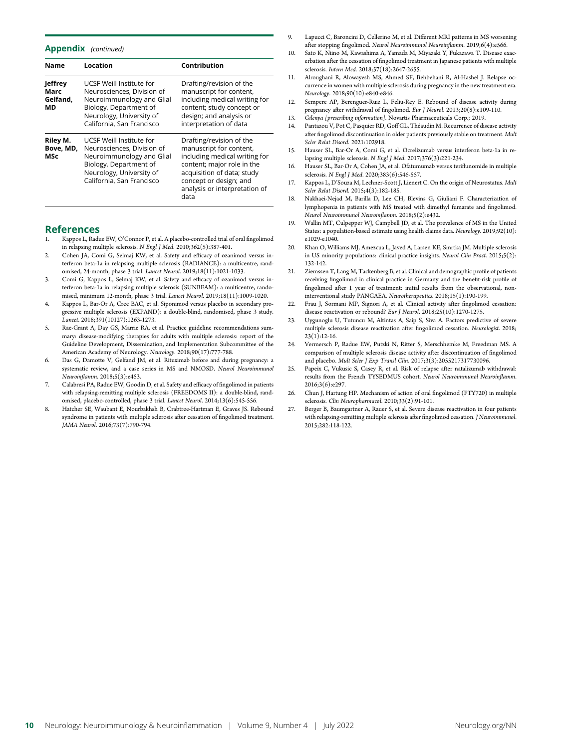## Appendix *(continued)*

| Name | Location | Contribution |
| --- | --- | --- |
| **Jeffrey Marc Gelfand, MD** | UCSF Weill Institute for Neurosciences, Division of Neuroimmunology and Glial Biology, Department of Neurology, University of California, San Francisco | Drafting/revision of the manuscript for content, including medical writing for content; study concept or design; and analysis or interpretation of data |
| **Riley M. Bove, MD, MSc** | UCSF Weill Institute for Neurosciences, Division of Neuroimmunology and Glial Biology, Department of Neurology, University of California, San Francisco | Drafting/revision of the manuscript for content, including medical writing for content; major role in the acquisition of data; study concept or design; and analysis or interpretation of data |

## References

1. Kappos L, Radue EW, O'Connor P, et al. A placebo-controlled trial of oral fingolimod in relapsing multiple sclerosis. *N Engl J Med*. 2010;362(5):387-401.
2. Cohen JA, Comi G, Selmaj KW, et al. Safety and efficacy of ozanimod versus interferon beta-1a in relapsing multiple sclerosis (RADIANCE): a multicentre, randomised, 24-month, phase 3 trial. *Lancet Neurol*. 2019;18(11):1021-1033.
3. Comi G, Kappos L, Selmaj KW, et al. Safety and efficacy of ozanimod versus interferon beta-1a in relapsing multiple sclerosis (SUNBEAM): a multicentre, randomised, minimum 12-month, phase 3 trial. *Lancet Neurol*. 2019;18(11):1009-1020.
4. Kappos L, Bar-Or A, Cree BAC, et al. Siponimod versus placebo in secondary progressive multiple sclerosis (EXPAND): a double-blind, randomised, phase 3 study. *Lancet*. 2018;391(10127):1263-1273.
5. Rae-Grant A, Day GS, Marrie RA, et al. Practice guideline recommendations summary: disease-modifying therapies for adults with multiple sclerosis: report of the Guideline Development, Dissemination, and Implementation Subcommittee of the American Academy of Neurology. *Neurology*. 2018;90(17):777-788.
6. Das G, Damotte V, Gelfand JM, et al. Rituximab before and during pregnancy: a systematic review, and a case series in MS and NMOSD. *Neurol Neuroimmunol Neuroinflamm*. 2018;5(3):e453.
7. Calabresi PA, Radue EW, Goodin D, et al. Safety and efficacy of fingolimod in patients with relapsing-remitting multiple sclerosis (FREEDOMS II): a double-blind, randomised, placebo-controlled, phase 3 trial. *Lancet Neurol*. 2014;13(6):545-556.
8. Hatcher SE, Waubant E, Nourbakhsh B, Crabtree-Hartman E, Graves JS. Rebound syndrome in patients with multiple sclerosis after cessation of fingolimod treatment. *JAMA Neurol*. 2016;73(7):790-794.
9. Lapucci C, Baroncini D, Cellerino M, et al. Different MRI patterns in MS worsening after stopping fingolimod. *Neurol Neuroimmunol Neuroinflamm*. 2019;6(4):e566.
10. Sato K, Niino M, Kawashima A, Yamada M, Miyazaki Y, Fukazawa T. Disease exacerbation after the cessation of fingolimod treatment in Japanese patients with multiple sclerosis. *Intern Med*. 2018;57(18):2647-2655.
11. Alroughani R, Alowayesh MS, Ahmed SF, Behbehani R, Al-Hashel J. Relapse occurrence in women with multiple sclerosis during pregnancy in the new treatment era. *Neurology*. 2018;90(10):e840-e846.
12. Sempere AP, Berenguer-Ruiz L, Feliu-Rey E. Rebound of disease activity during pregnancy after withdrawal of fingolimod. *Eur J Neurol*. 2013;20(8):e109-110.
13. *Gilenya [prescribing information]*. Novartis Pharmaceuticals Corp.; 2019.
14. Pantazou V, Pot C, Pasquier RD, Goff GL, Théaudin M. Recurrence of disease activity after fingolimod discontinuation in older patients previously stable on treatment. *Mult Scler Relat Disord*. 2021:102918.
15. Hauser SL, Bar-Or A, Comi G, et al. Ocrelizumab versus interferon beta-1a in relapsing multiple sclerosis. *N Engl J Med*. 2017;376(3):221-234.
16. Hauser SL, Bar-Or A, Cohen JA, et al. Ofatumumab versus teriflunomide in multiple sclerosis. *N Engl J Med*. 2020;383(6):546-557.
17. Kappos L, D'Souza M, Lechner-Scott J, Lienert C. On the origin of Neurostatus. *Mult Scler Relat Disord*. 2015;4(3):182-185.
18. Nakhaei-Nejad M, Barilla D, Lee CH, Blevins G, Giuliani F. Characterization of lymphopenia in patients with MS treated with dimethyl fumarate and fingolimod. *Neurol Neuroimmunol Neuroinflamm*. 2018;5(2):e432.
19. Wallin MT, Culpepper WJ, Campbell JD, et al. The prevalence of MS in the United States: a population-based estimate using health claims data. *Neurology*. 2019;92(10):e1029-e1040.
20. Khan O, Williams MJ, Amezcua L, Javed A, Larsen KE, Smrtka JM. Multiple sclerosis in US minority populations: clinical practice insights. *Neurol Clin Pract*. 2015;5(2):132-142.
21. Ziemssen T, Lang M, Tackenberg B, et al. Clinical and demographic profile of patients receiving fingolimod in clinical practice in Germany and the benefit-risk profile of fingolimod after 1 year of treatment: initial results from the observational, non-interventional study PANGAEA. *Neurotherapeutics*. 2018;15(1):190-199.
22. Frau J, Sormani MP, Signori A, et al. Clinical activity after fingolimod cessation: disease reactivation or rebound? *Eur J Neurol*. 2018;25(10):1270-1275.
23. Uygunoglu U, Tutuncu M, Altintas A, Saip S, Siva A. Factors predictive of severe multiple sclerosis disease reactivation after fingolimod cessation. *Neurologist*. 2018;23(1):12-16.
24. Vermersch P, Radue EW, Putzki N, Ritter S, Merschhemke M, Freedman MS. A comparison of multiple sclerosis disease activity after discontinuation of fingolimod and placebo. *Mult Scler J Exp Transl Clin*. 2017;3(3):2055217317730096.
25. Papeix C, Vukusic S, Casey R, et al. Risk of relapse after natalizumab withdrawal: results from the French TYSEDMUS cohort. *Neurol Neuroimmunol Neuroinflamm*. 2016;3(6):e297.
26. Chun J, Hartung HP. Mechanism of action of oral fingolimod (FTY720) in multiple sclerosis. *Clin Neuropharmacol*. 2010;33(2):91-101.
27. Berger B, Baumgartner A, Rauer S, et al. Severe disease reactivation in four patients with relapsing-remitting multiple sclerosis after fingolimod cessation. *J Neuroimmunol*. 2015;282:118-122.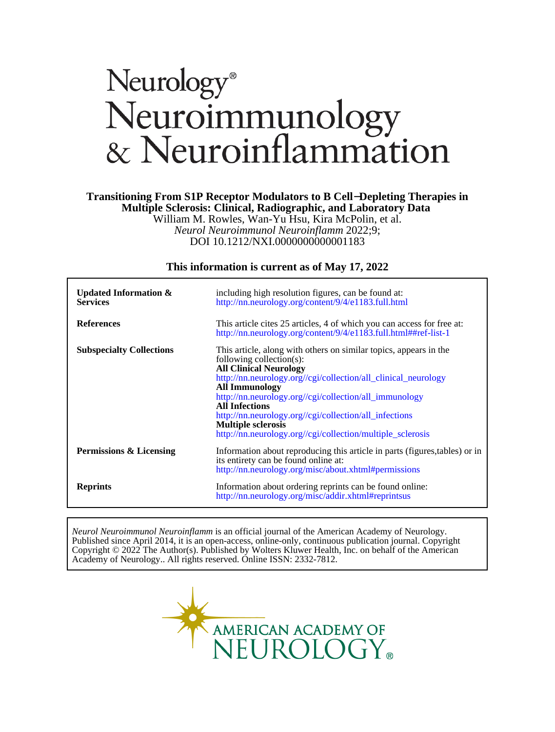# Neurology® Neuroimmunology & Neuroinflammation

**Transitioning From S1P Receptor Modulators to B Cell–Depleting Therapies in Multiple Sclerosis: Clinical, Radiographic, and Laboratory Data**

William M. Rowles, Wan-Yu Hsu, Kira McPolin, et al.

*Neurol Neuroimmunol Neuroinflamm* 2022;9;

DOI 10.1212/NXI.0000000000001183

**This information is current as of May 17, 2022**

| | |
|---|---|
| **Updated Information & Services** | including high resolution figures, can be found at: http://nn.neurology.org/content/9/4/e1183.full.html |
| **References** | This article cites 25 articles, 4 of which you can access for free at: http://nn.neurology.org/content/9/4/e1183.full.html##ref-list-1 |
| **Subspecialty Collections** | This article, along with others on similar topics, appears in the following collection(s): **All Clinical Neurology** http://nn.neurology.org//cgi/collection/all_clinical_neurology **All Immunology** http://nn.neurology.org//cgi/collection/all_immunology **All Infections** http://nn.neurology.org//cgi/collection/all_infections **Multiple sclerosis** http://nn.neurology.org//cgi/collection/multiple_sclerosis |
| **Permissions & Licensing** | Information about reproducing this article in parts (figures,tables) or in its entirety can be found online at: http://nn.neurology.org/misc/about.xhtml#permissions |
| **Reprints** | Information about ordering reprints can be found online: http://nn.neurology.org/misc/addir.xhtml#reprintsus |

*Neurol Neuroimmunol Neuroinflamm* is an official journal of the American Academy of Neurology. Published since April 2014, it is an open-access, online-only, continuous publication journal. Copyright Copyright © 2022 The Author(s). Published by Wolters Kluwer Health, Inc. on behalf of the American Academy of Neurology.. All rights reserved. Online ISSN: 2332-7812.

AMERICAN ACADEMY OF NEUROLOGY®